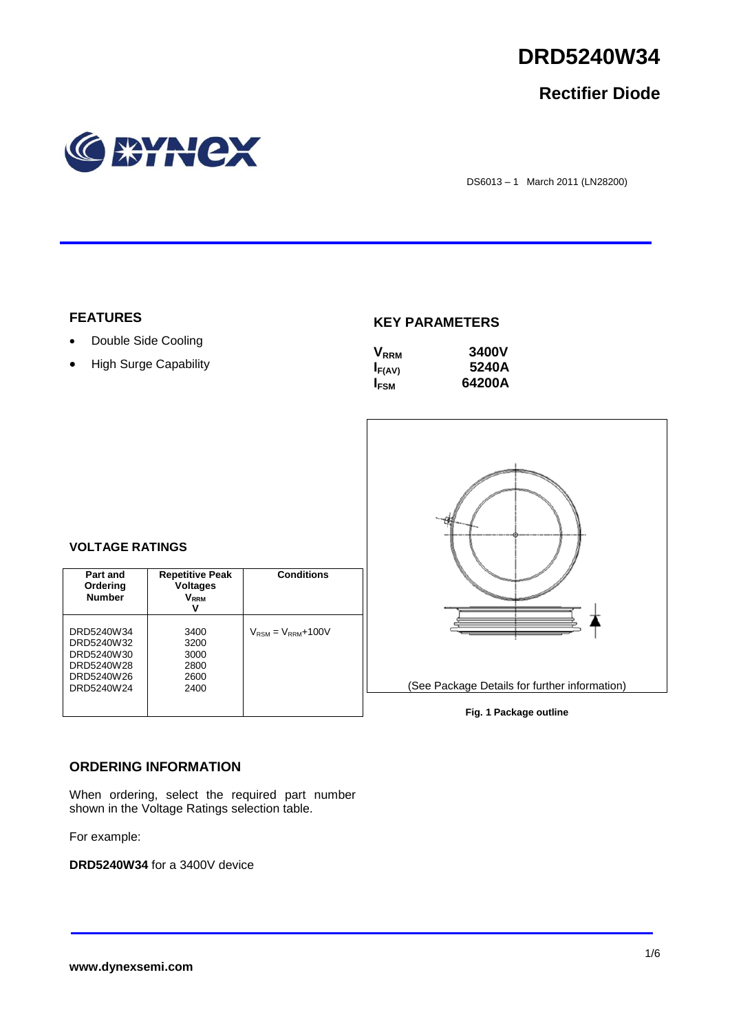# DRD5240W34

## Rectifier Diode

DS6013 – 1 March 2011 (LN28200)

## FEATURES

- Double Side Cooling
- High Surge Capability

## KEY PARAMETERS

| | |
|---|---|
| $V_{RRM}$ | 3400V |
| $I_{F(AV)}$ | 5240A |
| $I_{FSM}$ | 64200A |

## VOLTAGE RATINGS

| Part and Ordering Number | Repetitive Peak Voltages $V_{RRM}$ V | Conditions |
|---|---|---|
| DRD5240W34 | 3400 | $V_{RSM} = V_{RRM}$+100V |
| DRD5240W32 | 3200 | |
| DRD5240W30 | 3000 | |
| DRD5240W28 | 2800 | |
| DRD5240W26 | 2600 | |
| DRD5240W24 | 2400 | |

(See Package Details for further information)

**Fig. 1 Package outline**

## ORDERING INFORMATION

When ordering, select the required part number shown in the Voltage Ratings selection table.

For example:

**DRD5240W34** for a 3400V device

**www.dynexsemi.com**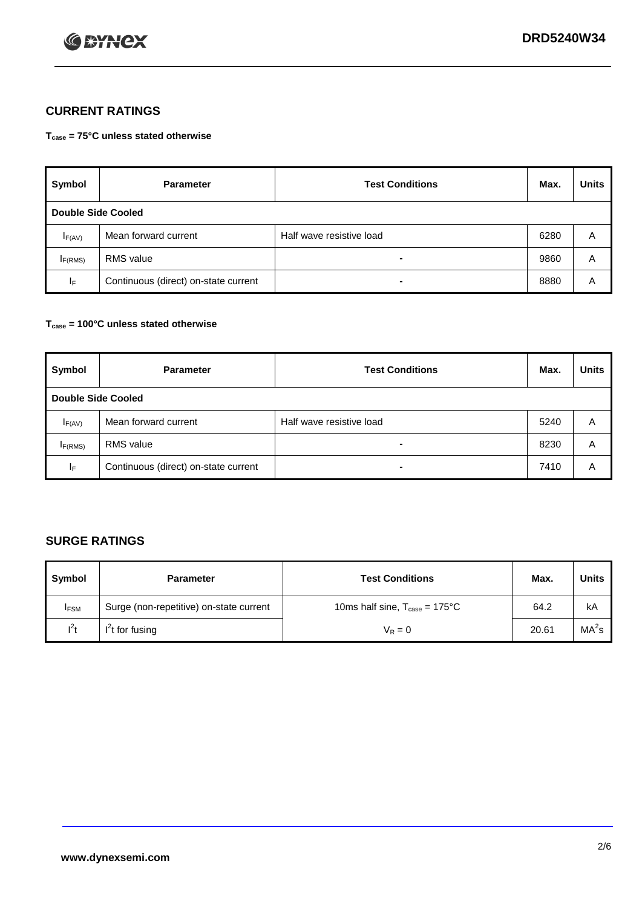## CURRENT RATINGS

**$T_{case}$ = 75°C unless stated otherwise**

| Symbol | Parameter | Test Conditions | Max. | Units |
|---|---|---|---|---|
| **Double Side Cooled** | | | | |
| $I_{F(AV)}$ | Mean forward current | Half wave resistive load | 6280 | A |
| $I_{F(RMS)}$ | RMS value | - | 9860 | A |
| $I_F$ | Continuous (direct) on-state current | - | 8880 | A |

**$T_{case}$ = 100°C unless stated otherwise**

| Symbol | Parameter | Test Conditions | Max. | Units |
|---|---|---|---|---|
| **Double Side Cooled** | | | | |
| $I_{F(AV)}$ | Mean forward current | Half wave resistive load | 5240 | A |
| $I_{F(RMS)}$ | RMS value | - | 8230 | A |
| $I_F$ | Continuous (direct) on-state current | - | 7410 | A |

## SURGE RATINGS

| Symbol | Parameter | Test Conditions | Max. | Units |
|---|---|---|---|---|
| $I_{FSM}$ | Surge (non-repetitive) on-state current | 10ms half sine, $T_{case}$ = 175°C | 64.2 | kA |
| $I^2t$ | $I^2t$ for fusing | $V_R = 0$ | 20.61 | $MA^2s$ |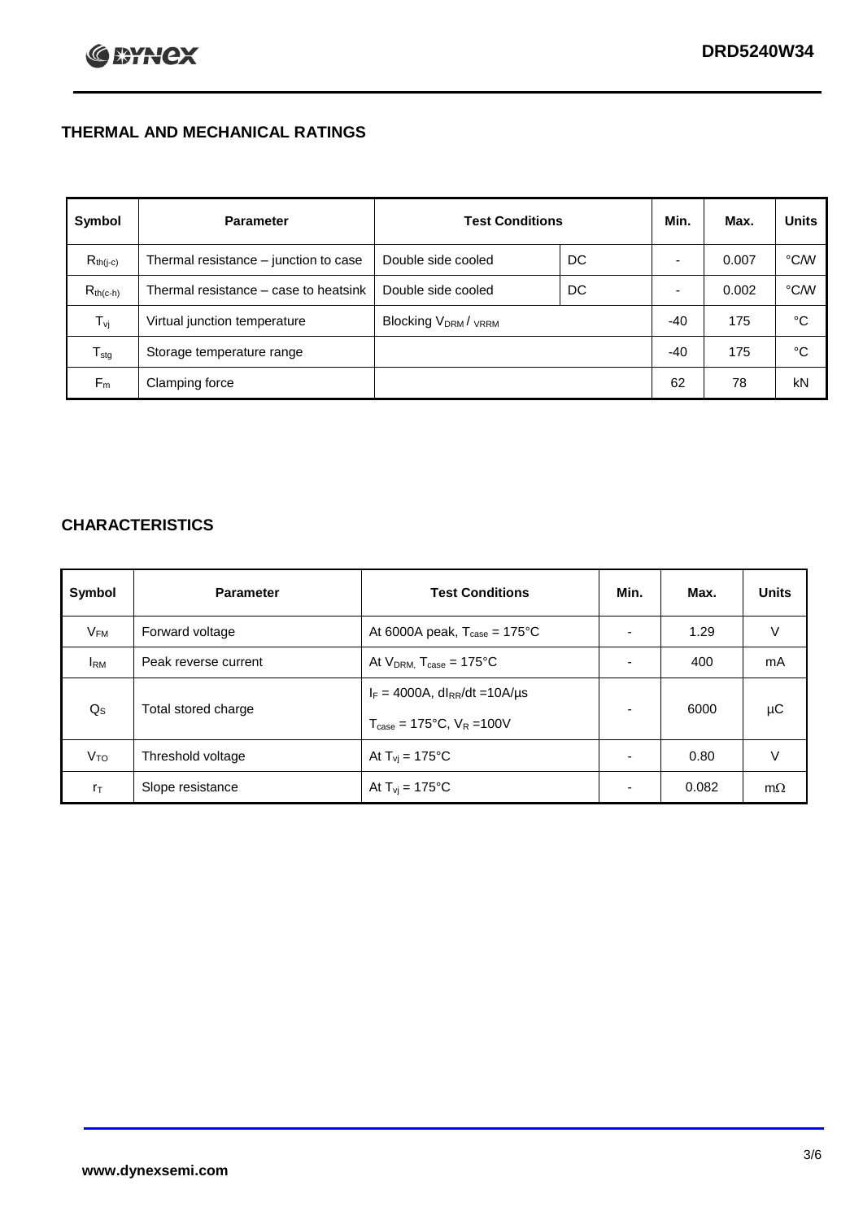## THERMAL AND MECHANICAL RATINGS

| Symbol | Parameter | Test Conditions | | Min. | Max. | Units |
|---|---|---|---|---|---|---|
| $R_{th(j-c)}$ | Thermal resistance – junction to case | Double side cooled | DC | - | 0.007 | °C/W |
| $R_{th(c-h)}$ | Thermal resistance – case to heatsink | Double side cooled | DC | - | 0.002 | °C/W |
| $T_{vj}$ | Virtual junction temperature | Blocking $V_{DRM}$ / $V_{RRM}$ | | -40 | 175 | °C |
| $T_{stg}$ | Storage temperature range | | | -40 | 175 | °C |
| $F_m$ | Clamping force | | | 62 | 78 | kN |

## CHARACTERISTICS

| Symbol | Parameter | Test Conditions | Min. | Max. | Units |
|---|---|---|---|---|---|
| $V_{FM}$ | Forward voltage | At 6000A peak, $T_{case}$ = 175°C | - | 1.29 | V |
| $I_{RM}$ | Peak reverse current | At $V_{DRM}$, $T_{case}$ = 175°C | - | 400 | mA |
| $Q_S$ | Total stored charge | $I_F$ = 4000A, $dI_{RR}/dt$ =10A/µs<br>$T_{case}$ = 175°C, $V_R$ =100V | - | 6000 | µC |
| $V_{TO}$ | Threshold voltage | At $T_{vj}$ = 175°C | - | 0.80 | V |
| $r_T$ | Slope resistance | At $T_{vj}$ = 175°C | - | 0.082 | mΩ |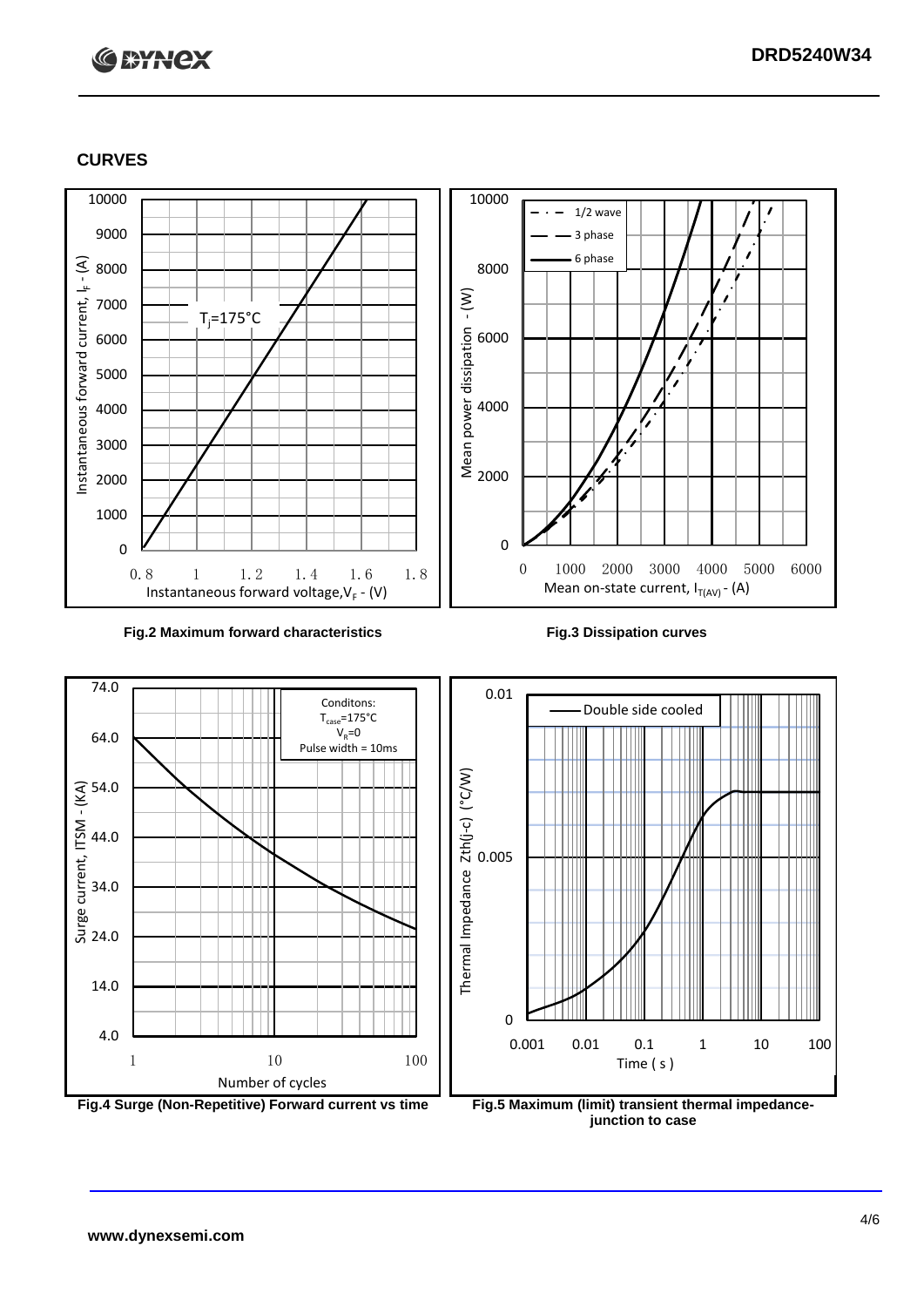## CURVES

Fig.2 Maximum forward characteristics

Fig.3 Dissipation curves

Fig.4 Surge (Non-Repetitive) Forward current vs time

Fig.5 Maximum (limit) transient thermal impedance-junction to case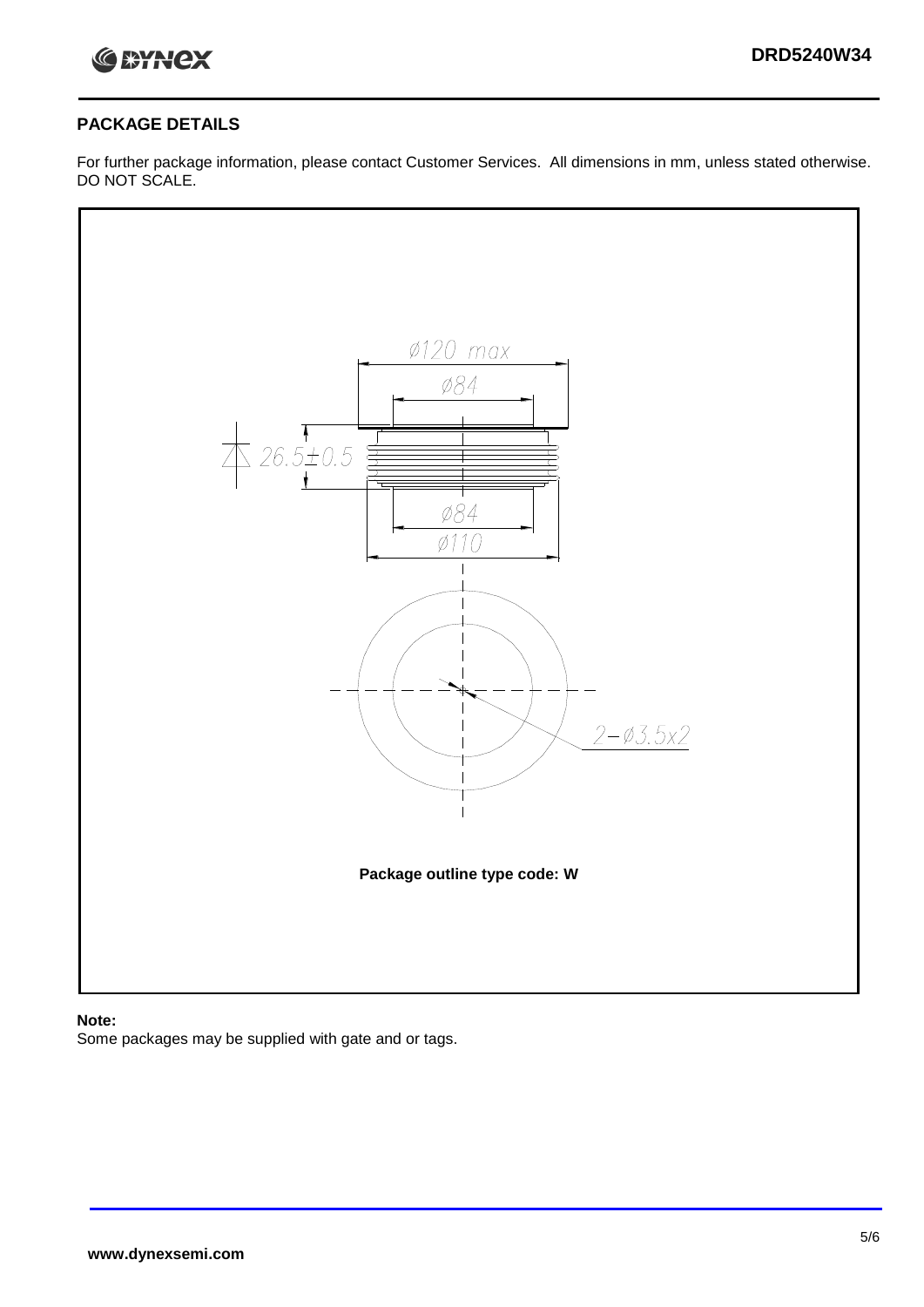## PACKAGE DETAILS

For further package information, please contact Customer Services. All dimensions in mm, unless stated otherwise. DO NOT SCALE.

Ø120 max

Ø84

26.5±0.5

Ø84

Ø110

2–Ø3.5x2

**Package outline type code: W**

**Note:**

Some packages may be supplied with gate and or tags.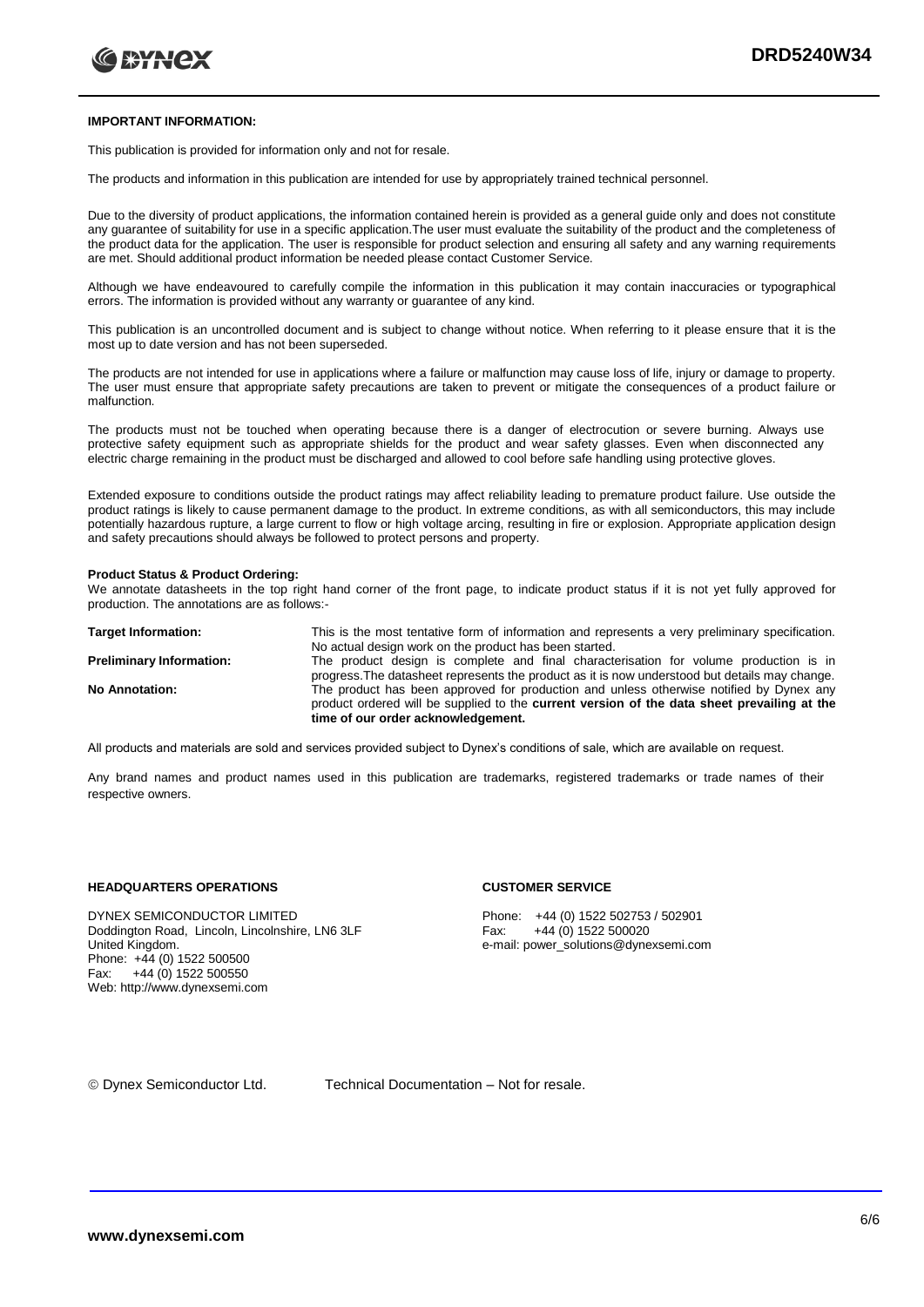**IMPORTANT INFORMATION:**

This publication is provided for information only and not for resale.

The products and information in this publication are intended for use by appropriately trained technical personnel.

Due to the diversity of product applications, the information contained herein is provided as a general guide only and does not constitute any guarantee of suitability for use in a specific application.The user must evaluate the suitability of the product and the completeness of the product data for the application. The user is responsible for product selection and ensuring all safety and any warning requirements are met. Should additional product information be needed please contact Customer Service.

Although we have endeavoured to carefully compile the information in this publication it may contain inaccuracies or typographical errors. The information is provided without any warranty or guarantee of any kind.

This publication is an uncontrolled document and is subject to change without notice. When referring to it please ensure that it is the most up to date version and has not been superseded.

The products are not intended for use in applications where a failure or malfunction may cause loss of life, injury or damage to property. The user must ensure that appropriate safety precautions are taken to prevent or mitigate the consequences of a product failure or malfunction.

The products must not be touched when operating because there is a danger of electrocution or severe burning. Always use protective safety equipment such as appropriate shields for the product and wear safety glasses. Even when disconnected any electric charge remaining in the product must be discharged and allowed to cool before safe handling using protective gloves.

Extended exposure to conditions outside the product ratings may affect reliability leading to premature product failure. Use outside the product ratings is likely to cause permanent damage to the product. In extreme conditions, as with all semiconductors, this may include potentially hazardous rupture, a large current to flow or high voltage arcing, resulting in fire or explosion. Appropriate application design and safety precautions should always be followed to protect persons and property.

**Product Status & Product Ordering:**

We annotate datasheets in the top right hand corner of the front page, to indicate product status if it is not yet fully approved for production. The annotations are as follows:-

| | |
|---|---|
| **Target Information:** | This is the most tentative form of information and represents a very preliminary specification. No actual design work on the product has been started. |
| **Preliminary Information:** | The product design is complete and final characterisation for volume production is in progress.The datasheet represents the product as it is now understood but details may change. |
| **No Annotation:** | The product has been approved for production and unless otherwise notified by Dynex any product ordered will be supplied to the **current version of the data sheet prevailing at the time of our order acknowledgement.** |

All products and materials are sold and services provided subject to Dynex's conditions of sale, which are available on request.

Any brand names and product names used in this publication are trademarks, registered trademarks or trade names of their respective owners.

**HEADQUARTERS OPERATIONS**

DYNEX SEMICONDUCTOR LIMITED
Doddington Road, Lincoln, Lincolnshire, LN6 3LF
United Kingdom.
Phone: +44 (0) 1522 500500
Fax: +44 (0) 1522 500550
Web: http://www.dynexsemi.com

**CUSTOMER SERVICE**

Phone: +44 (0) 1522 502753 / 502901
Fax: +44 (0) 1522 500020
e-mail: power_solutions@dynexsemi.com

© Dynex Semiconductor Ltd. Technical Documentation – Not for resale.